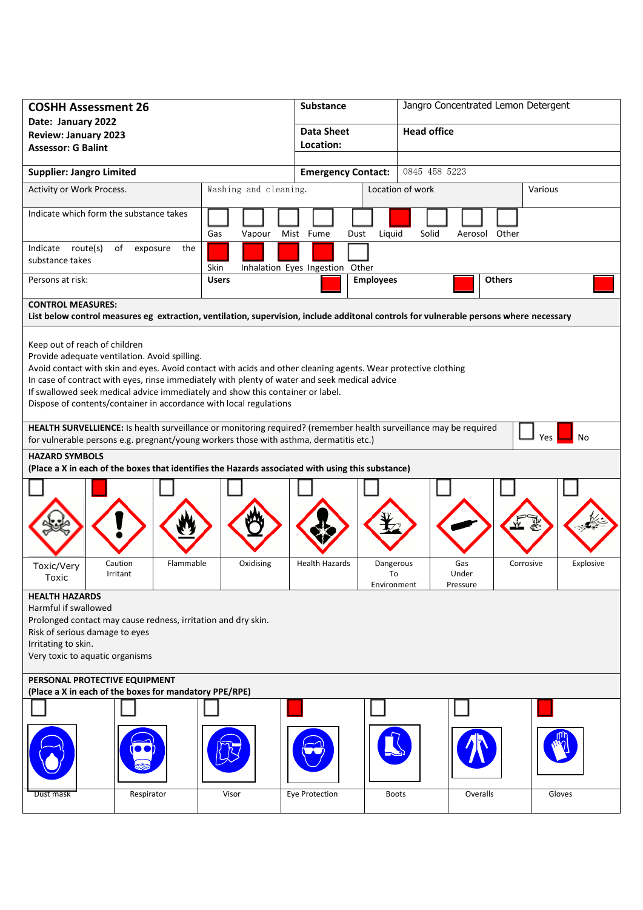| **COSHH Assessment 26** <br> **Date: January 2022** <br> **Review: January 2023** <br> **Assessor: G Balint** | **Substance** | Jangro Concentrated Lemon Detergent |
|---|---|---|
| | **Data Sheet Location:** | **Head office** |
| **Supplier: Jangro Limited** | **Emergency Contact:** | 0845 458 5223 |

| Activity or Work Process. | Washing and cleaning. | Location of work | Various |
|---|---|---|---|

**Indicate which form the substance takes**

| Gas | Vapour | Mist | Fume | Dust | Liquid | Solid | Aerosol | Other |
|---|---|---|---|---|---|---|---|---|
| | | | | | X | | | |

**Indicate route(s) of exposure the substance takes**

| Skin | Inhalation | Eyes | Ingestion | Other |
|---|---|---|---|---|
| X | X | X | X | |

**Persons at risk:**

| Users | Employees | Others |
|---|---|---|
| X | X | X |

**CONTROL MEASURES:**
**List below control measures eg extraction, ventilation, supervision, include additonal controls for vulnerable persons where necessary**

Keep out of reach of children
Provide adequate ventilation. Avoid spilling.
Avoid contact with skin and eyes. Avoid contact with acids and other cleaning agents. Wear protective clothing
In case of contract with eyes, rinse immediately with plenty of water and seek medical advice
If swallowed seek medical advice immediately and show this container or label.
Dispose of contents/container in accordance with local regulations

**HEALTH SURVELLIENCE:** Is health surveillance or monitoring required? (remember health surveillance may be required for vulnerable persons e.g. pregnant/young workers those with asthma, dermatitis etc.)

| Yes | No |
|---|---|
| | X |

**HAZARD SYMBOLS**
**(Place a X in each of the boxes that identifies the Hazards associated with using this substance)**

| Toxic/Very Toxic | Caution Irritant | Flammable | Oxidising | Health Hazards | Dangerous To Environment | Gas Under Pressure | Corrosive | Explosive |
|---|---|---|---|---|---|---|---|---|
| | X | | | | | | | |

**HEALTH HAZARDS**
Harmful if swallowed
Prolonged contact may cause redness, irritation and dry skin.
Risk of serious damage to eyes
Irritating to skin.
Very toxic to aquatic organisms

**PERSONAL PROTECTIVE EQUIPMENT**
**(Place a X in each of the boxes for mandatory PPE/RPE)**

| Dust mask | Respirator | Visor | Eye Protection | Boots | Overalls | Gloves |
|---|---|---|---|---|---|---|
| | | | X | | | X |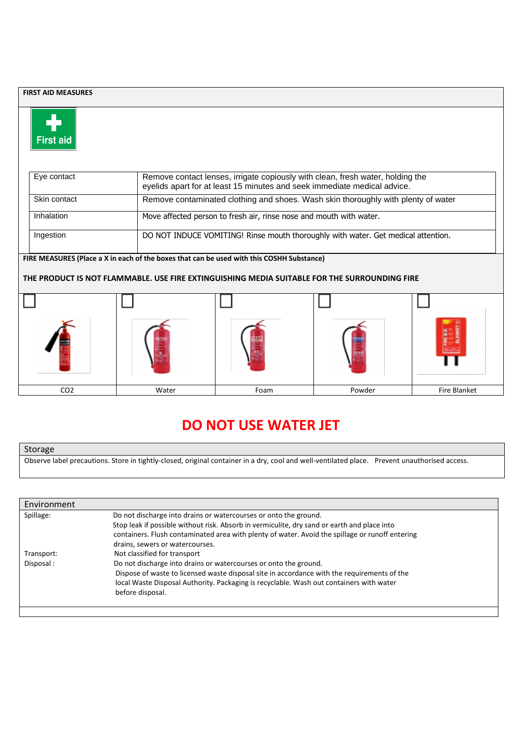## FIRST AID MEASURES

First aid

| | |
|---|---|
| Eye contact | Remove contact lenses, irrigate copiously with clean, fresh water, holding the eyelids apart for at least 15 minutes and seek immediate medical advice. |
| Skin contact | Remove contaminated clothing and shoes. Wash skin thoroughly with plenty of water |
| Inhalation | Move affected person to fresh air, rinse nose and mouth with water. |
| Ingestion | DO NOT INDUCE VOMITING! Rinse mouth thoroughly with water. Get medical attention. |

## FIRE MEASURES (Place a X in each of the boxes that can be used with this COSHH Substance)

**THE PRODUCT IS NOT FLAMMABLE. USE FIRE EXTINGUISHING MEDIA SUITABLE FOR THE SURROUNDING FIRE**

| ☐ | ☐ | ☐ | ☐ | ☐ |
|---|---|---|---|---|
| $CO_2$ | Water | Foam | Powder | Fire Blanket |

# DO NOT USE WATER JET

## Storage

Observe label precautions. Store in tightly-closed, original container in a dry, cool and well-ventilated place. Prevent unauthorised access.

## Environment

| | |
|---|---|
| Spillage: | Do not discharge into drains or watercourses or onto the ground. Stop leak if possible without risk. Absorb in vermiculite, dry sand or earth and place into containers. Flush contaminated area with plenty of water. Avoid the spillage or runoff entering drains, sewers or watercourses. |
| Transport: | Not classified for transport |
| Disposal : | Do not discharge into drains or watercourses or onto the ground. Dispose of waste to licensed waste disposal site in accordance with the requirements of the local Waste Disposal Authority. Packaging is recyclable. Wash out containers with water before disposal. |